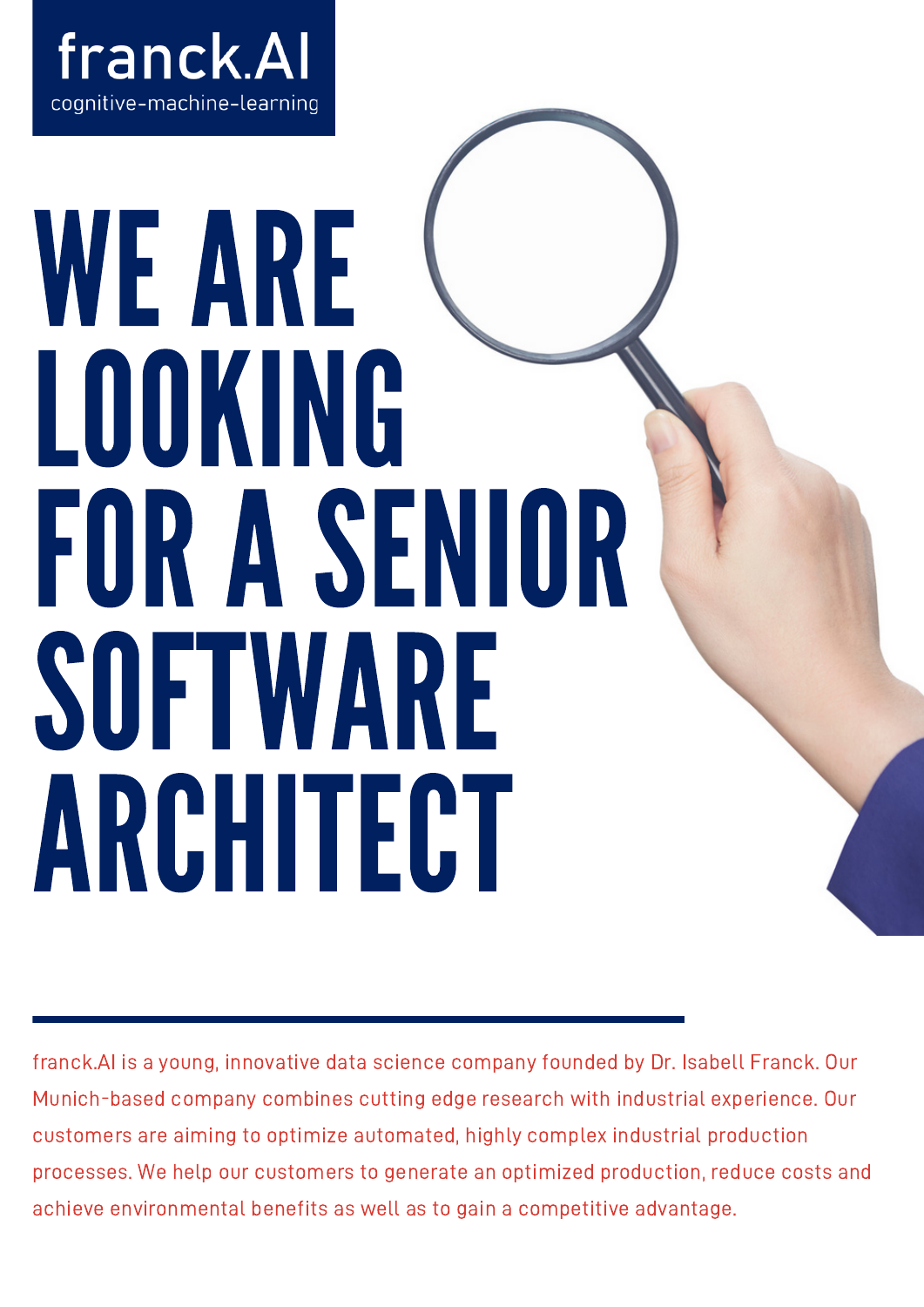franck.AI

cognitive-machine-learning

# WE ARE LOOKING FOR A SENIOR SOFTWARE ARCHITECT

franck.AI is a young, innovative data science company founded by Dr. Isabell Franck. Our Munich-based company combines cutting edge research with industrial experience. Our customers are aiming to optimize automated, highly complex industrial production processes. We help our customers to generate an optimized production, reduce costs and achieve environmental benefits as well as to gain a competitive advantage.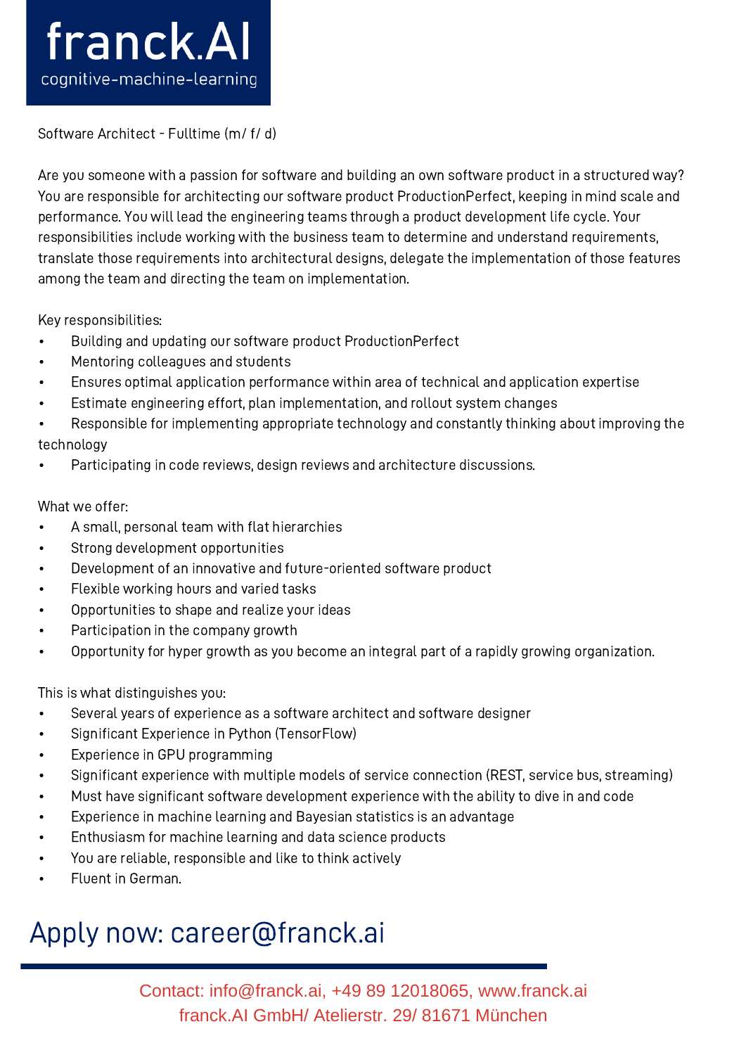# franck.AI

cognitive-machine-learning

Software Architect - Fulltime (m/ f/ d)

Are you someone with a passion for software and building an own software product in a structured way? You are responsible for architecting our software product ProductionPerfect, keeping in mind scale and performance. You will lead the engineering teams through a product development life cycle. Your responsibilities include working with the business team to determine and understand requirements, translate those requirements into architectural designs, delegate the implementation of those features among the team and directing the team on implementation.

Key responsibilities:

- Building and updating our software product ProductionPerfect
- Mentoring colleagues and students
- Ensures optimal application performance within area of technical and application expertise
- Estimate engineering effort, plan implementation, and rollout system changes
- Responsible for implementing appropriate technology and constantly thinking about improving the technology
- Participating in code reviews, design reviews and architecture discussions.

What we offer:

- A small, personal team with flat hierarchies
- Strong development opportunities
- Development of an innovative and future-oriented software product
- Flexible working hours and varied tasks
- Opportunities to shape and realize your ideas
- Participation in the company growth
- Opportunity for hyper growth as you become an integral part of a rapidly growing organization.

This is what distinguishes you:

- Several years of experience as a software architect and software designer
- Significant Experience in Python (TensorFlow)
- Experience in GPU programming
- Significant experience with multiple models of service connection (REST, service bus, streaming)
- Must have significant software development experience with the ability to dive in and code
- Experience in machine learning and Bayesian statistics is an advantage
- Enthusiasm for machine learning and data science products
- You are reliable, responsible and like to think actively
- Fluent in German.

## Apply now: career@franck.ai

Contact: info@franck.ai, +49 89 12018065, www.franck.ai
franck.AI GmbH/ Atelierstr. 29/ 81671 München